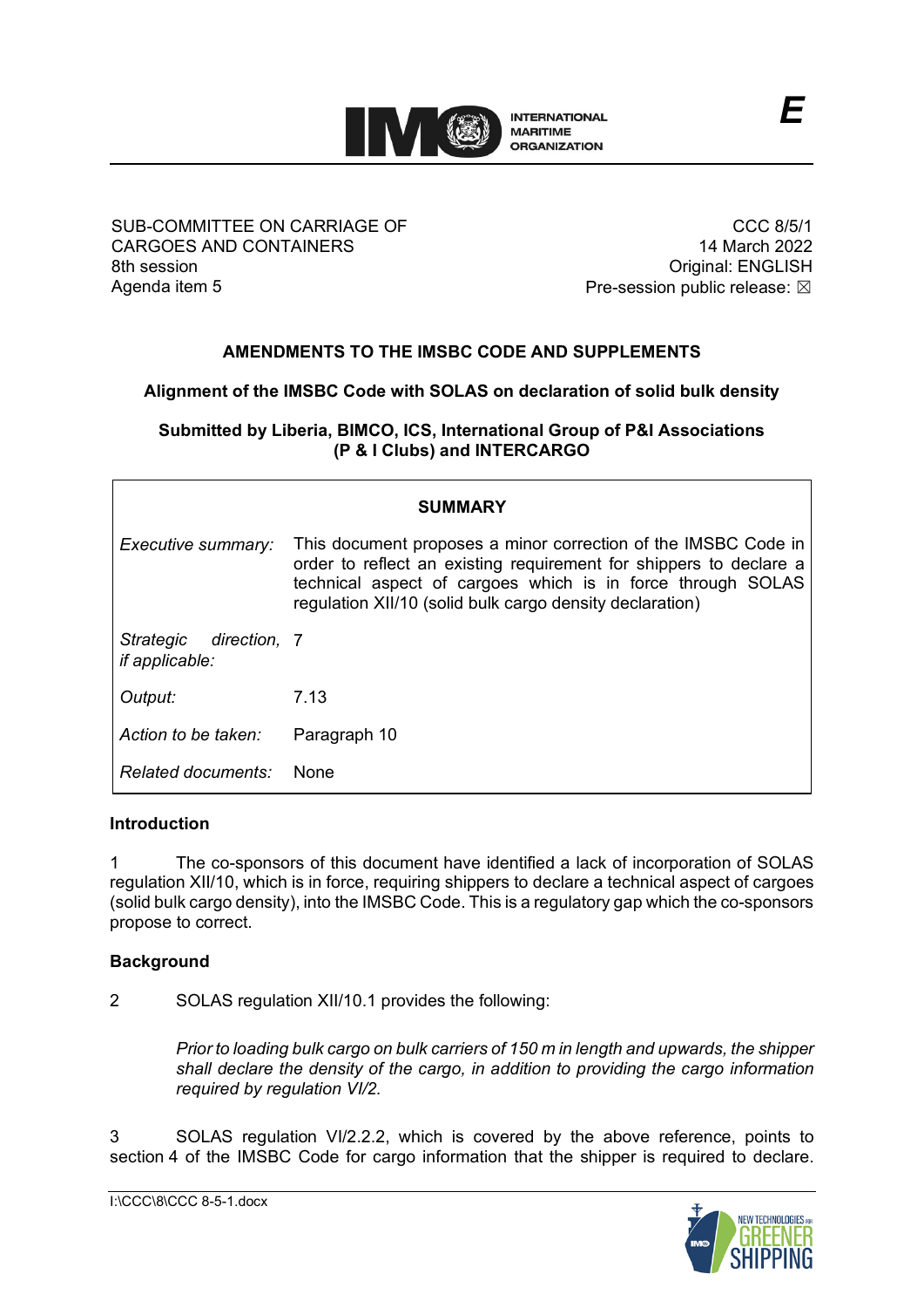E

SUB-COMMITTEE ON CARRIAGE OF CARGOES AND CONTAINERS
8th session
Agenda item 5

CCC 8/5/1
14 March 2022
Original: ENGLISH
Pre-session public release: ☒

# AMENDMENTS TO THE IMSBC CODE AND SUPPLEMENTS

## Alignment of the IMSBC Code with SOLAS on declaration of solid bulk density

**Submitted by Liberia, BIMCO, ICS, International Group of P&I Associations (P & I Clubs) and INTERCARGO**

| SUMMARY | |
|---|---|
| *Executive summary:* | This document proposes a minor correction of the IMSBC Code in order to reflect an existing requirement for shippers to declare a technical aspect of cargoes which is in force through SOLAS regulation XII/10 (solid bulk cargo density declaration) |
| *Strategic direction, if applicable:* | 7 |
| *Output:* | 7.13 |
| *Action to be taken:* | Paragraph 10 |
| *Related documents:* | None |

### Introduction

1 The co-sponsors of this document have identified a lack of incorporation of SOLAS regulation XII/10, which is in force, requiring shippers to declare a technical aspect of cargoes (solid bulk cargo density), into the IMSBC Code. This is a regulatory gap which the co-sponsors propose to correct.

### Background

2 SOLAS regulation XII/10.1 provides the following:

> *Prior to loading bulk cargo on bulk carriers of 150 m in length and upwards, the shipper shall declare the density of the cargo, in addition to providing the cargo information required by regulation VI/2.*

3 SOLAS regulation VI/2.2.2, which is covered by the above reference, points to section 4 of the IMSBC Code for cargo information that the shipper is required to declare.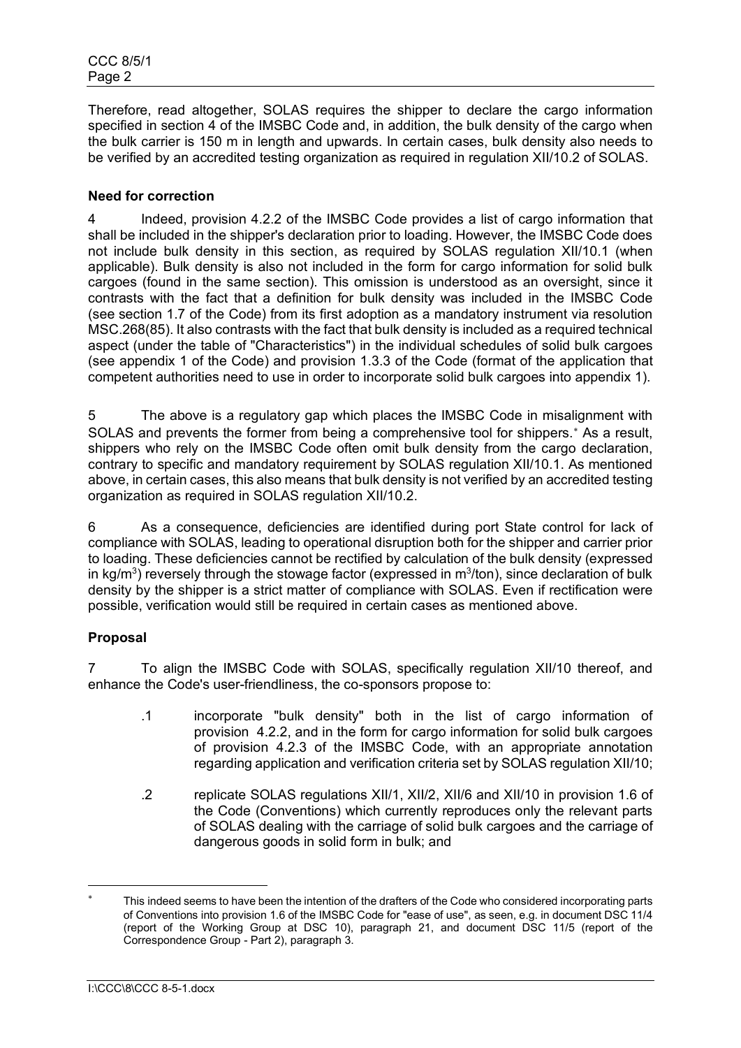Therefore, read altogether, SOLAS requires the shipper to declare the cargo information specified in section 4 of the IMSBC Code and, in addition, the bulk density of the cargo when the bulk carrier is 150 m in length and upwards. In certain cases, bulk density also needs to be verified by an accredited testing organization as required in regulation XII/10.2 of SOLAS.

**Need for correction**

4 Indeed, provision 4.2.2 of the IMSBC Code provides a list of cargo information that shall be included in the shipper's declaration prior to loading. However, the IMSBC Code does not include bulk density in this section, as required by SOLAS regulation XII/10.1 (when applicable). Bulk density is also not included in the form for cargo information for solid bulk cargoes (found in the same section). This omission is understood as an oversight, since it contrasts with the fact that a definition for bulk density was included in the IMSBC Code (see section 1.7 of the Code) from its first adoption as a mandatory instrument via resolution MSC.268(85). It also contrasts with the fact that bulk density is included as a required technical aspect (under the table of "Characteristics") in the individual schedules of solid bulk cargoes (see appendix 1 of the Code) and provision 1.3.3 of the Code (format of the application that competent authorities need to use in order to incorporate solid bulk cargoes into appendix 1).

5 The above is a regulatory gap which places the IMSBC Code in misalignment with SOLAS and prevents the former from being a comprehensive tool for shippers.* As a result, shippers who rely on the IMSBC Code often omit bulk density from the cargo declaration, contrary to specific and mandatory requirement by SOLAS regulation XII/10.1. As mentioned above, in certain cases, this also means that bulk density is not verified by an accredited testing organization as required in SOLAS regulation XII/10.2.

6 As a consequence, deficiencies are identified during port State control for lack of compliance with SOLAS, leading to operational disruption both for the shipper and carrier prior to loading. These deficiencies cannot be rectified by calculation of the bulk density (expressed in $kg/m^3$) reversely through the stowage factor (expressed in $m^3/ton$), since declaration of bulk density by the shipper is a strict matter of compliance with SOLAS. Even if rectification were possible, verification would still be required in certain cases as mentioned above.

**Proposal**

7 To align the IMSBC Code with SOLAS, specifically regulation XII/10 thereof, and enhance the Code's user-friendliness, the co-sponsors propose to:

.1 incorporate "bulk density" both in the list of cargo information of provision 4.2.2, and in the form for cargo information for solid bulk cargoes of provision 4.2.3 of the IMSBC Code, with an appropriate annotation regarding application and verification criteria set by SOLAS regulation XII/10;

.2 replicate SOLAS regulations XII/1, XII/2, XII/6 and XII/10 in provision 1.6 of the Code (Conventions) which currently reproduces only the relevant parts of SOLAS dealing with the carriage of solid bulk cargoes and the carriage of dangerous goods in solid form in bulk; and

---

* This indeed seems to have been the intention of the drafters of the Code who considered incorporating parts of Conventions into provision 1.6 of the IMSBC Code for "ease of use", as seen, e.g. in document DSC 11/4 (report of the Working Group at DSC 10), paragraph 21, and document DSC 11/5 (report of the Correspondence Group - Part 2), paragraph 3.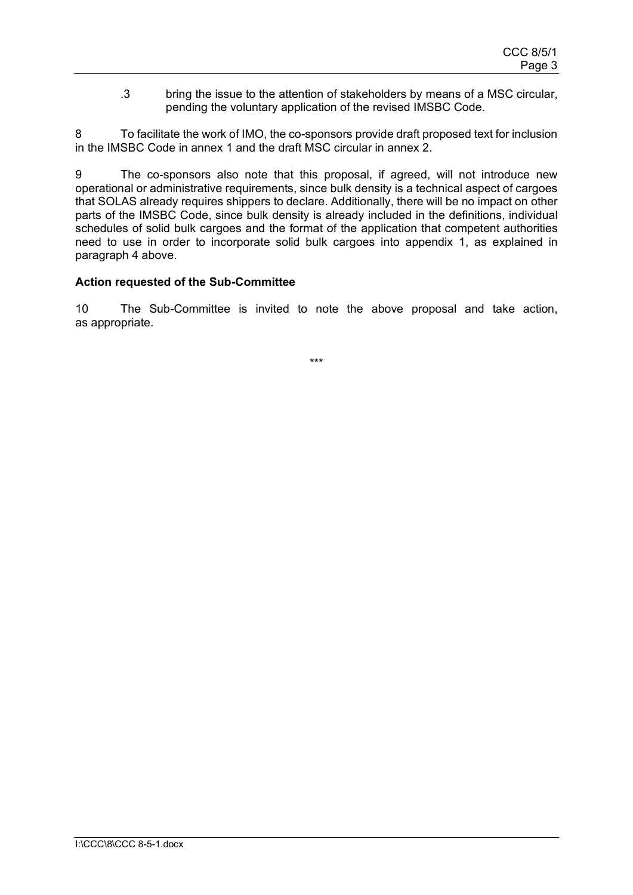.3 bring the issue to the attention of stakeholders by means of a MSC circular, pending the voluntary application of the revised IMSBC Code.

8 To facilitate the work of IMO, the co-sponsors provide draft proposed text for inclusion in the IMSBC Code in annex 1 and the draft MSC circular in annex 2.

9 The co-sponsors also note that this proposal, if agreed, will not introduce new operational or administrative requirements, since bulk density is a technical aspect of cargoes that SOLAS already requires shippers to declare. Additionally, there will be no impact on other parts of the IMSBC Code, since bulk density is already included in the definitions, individual schedules of solid bulk cargoes and the format of the application that competent authorities need to use in order to incorporate solid bulk cargoes into appendix 1, as explained in paragraph 4 above.

**Action requested of the Sub-Committee**

10 The Sub-Committee is invited to note the above proposal and take action, as appropriate.

\*\*\*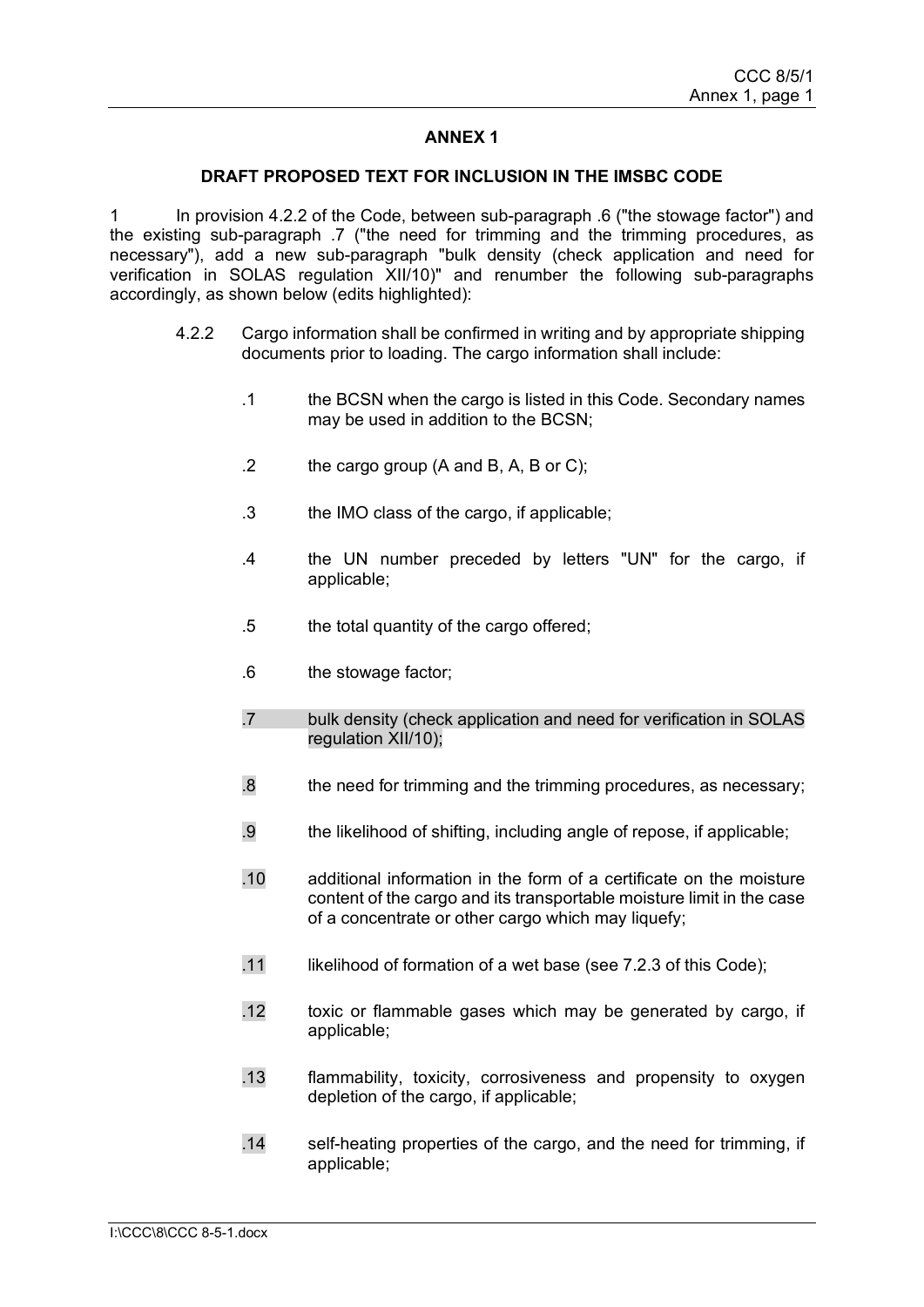## ANNEX 1

### DRAFT PROPOSED TEXT FOR INCLUSION IN THE IMSBC CODE

1 In provision 4.2.2 of the Code, between sub-paragraph .6 ("the stowage factor") and the existing sub-paragraph .7 ("the need for trimming and the trimming procedures, as necessary"), add a new sub-paragraph "bulk density (check application and need for verification in SOLAS regulation XII/10)" and renumber the following sub-paragraphs accordingly, as shown below (edits highlighted):

> 4.2.2 Cargo information shall be confirmed in writing and by appropriate shipping documents prior to loading. The cargo information shall include:
>
> .1 the BCSN when the cargo is listed in this Code. Secondary names may be used in addition to the BCSN;
>
> .2 the cargo group (A and B, A, B or C);
>
> .3 the IMO class of the cargo, if applicable;
>
> .4 the UN number preceded by letters "UN" for the cargo, if applicable;
>
> .5 the total quantity of the cargo offered;
>
> .6 the stowage factor;
>
> .7 bulk density (check application and need for verification in SOLAS regulation XII/10);
>
> .8 the need for trimming and the trimming procedures, as necessary;
>
> .9 the likelihood of shifting, including angle of repose, if applicable;
>
> .10 additional information in the form of a certificate on the moisture content of the cargo and its transportable moisture limit in the case of a concentrate or other cargo which may liquefy;
>
> .11 likelihood of formation of a wet base (see 7.2.3 of this Code);
>
> .12 toxic or flammable gases which may be generated by cargo, if applicable;
>
> .13 flammability, toxicity, corrosiveness and propensity to oxygen depletion of the cargo, if applicable;
>
> .14 self-heating properties of the cargo, and the need for trimming, if applicable;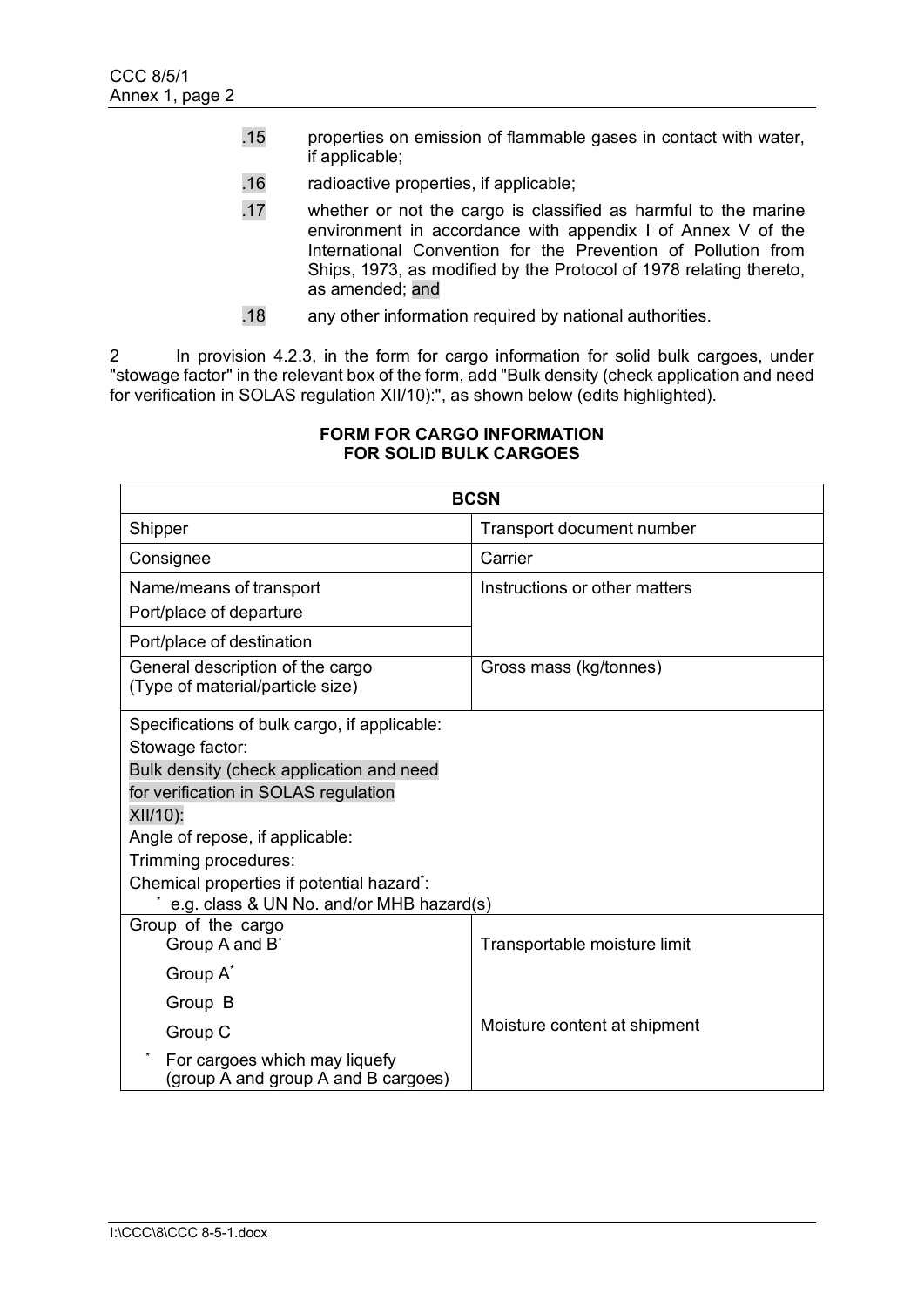.15 properties on emission of flammable gases in contact with water, if applicable;

.16 radioactive properties, if applicable;

.17 whether or not the cargo is classified as harmful to the marine environment in accordance with appendix I of Annex V of the International Convention for the Prevention of Pollution from Ships, 1973, as modified by the Protocol of 1978 relating thereto, as amended; and

.18 any other information required by national authorities.

2 In provision 4.2.3, in the form for cargo information for solid bulk cargoes, under "stowage factor" in the relevant box of the form, add "Bulk density (check application and need for verification in SOLAS regulation XII/10):", as shown below (edits highlighted).

**FORM FOR CARGO INFORMATION**
**FOR SOLID BULK CARGOES**

| BCSN | |
|---|---|
| Shipper | Transport document number |
| Consignee | Carrier |
| Name/means of transport<br>Port/place of departure | Instructions or other matters |
| Port/place of destination | |
| General description of the cargo<br>(Type of material/particle size) | Gross mass (kg/tonnes) |
| Specifications of bulk cargo, if applicable:<br>Stowage factor:<br>Bulk density (check application and need for verification in SOLAS regulation XII/10):<br>Angle of repose, if applicable:<br>Trimming procedures:<br>Chemical properties if potential hazard[*]:<br>[*] e.g. class & UN No. and/or MHB hazard(s) | |
| Group of the cargo<br>Group A and B[*]<br>Group A[*]<br>Group B<br>Group C<br>[*] For cargoes which may liquefy (group A and group A and B cargoes) | Transportable moisture limit<br><br>Moisture content at shipment |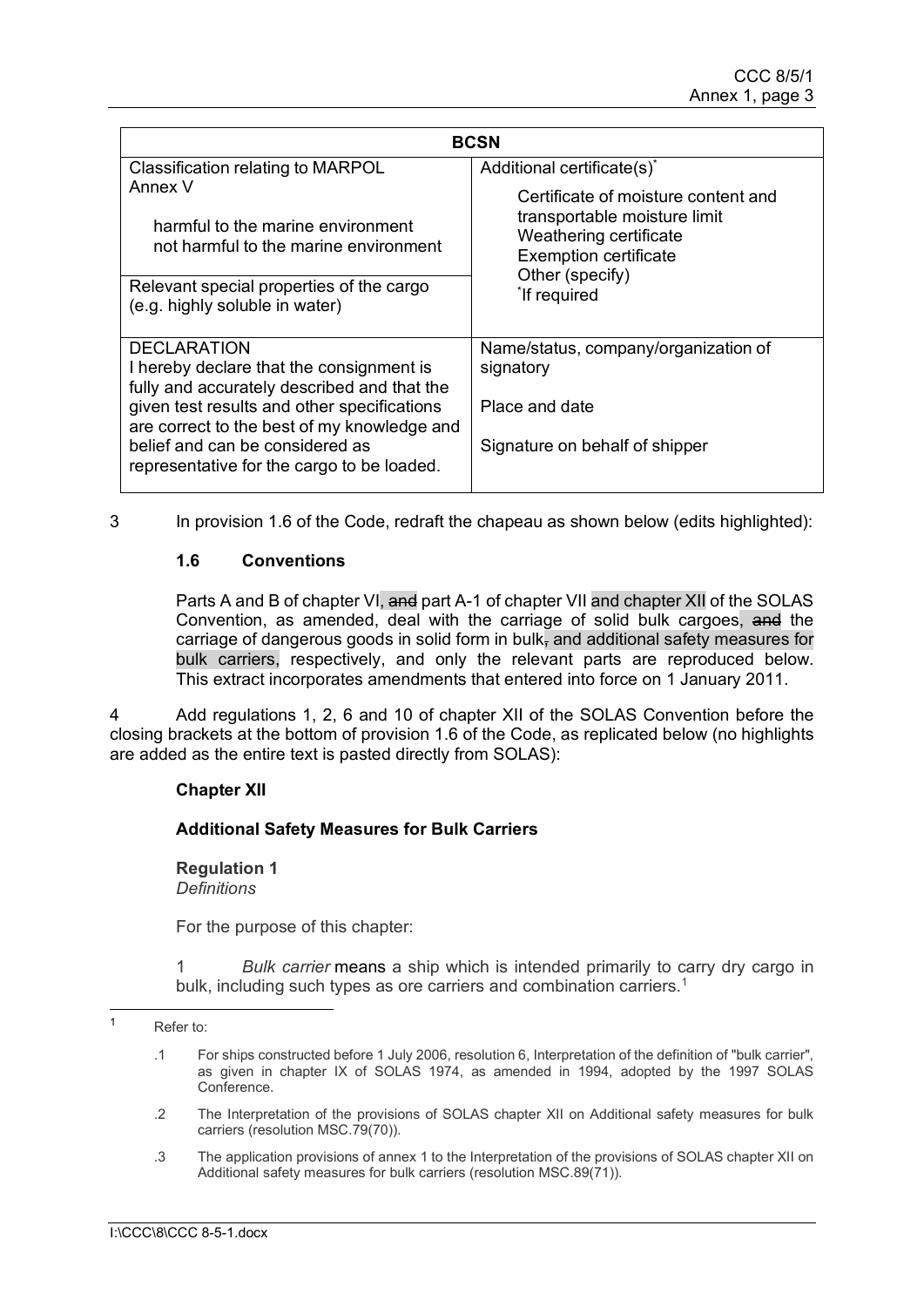| BCSN | |
|---|---|
| Classification relating to MARPOL Annex V<br><br>harmful to the marine environment<br>not harmful to the marine environment | Additional certificate(s)*<br><br>Certificate of moisture content and transportable moisture limit<br>Weathering certificate<br>Exemption certificate<br>Other (specify)<br>*If required |
| Relevant special properties of the cargo (e.g. highly soluble in water) | |
| DECLARATION<br>I hereby declare that the consignment is fully and accurately described and that the given test results and other specifications are correct to the best of my knowledge and belief and can be considered as representative for the cargo to be loaded. | Name/status, company/organization of signatory<br><br>Place and date<br><br>Signature on behalf of shipper |

3 In provision 1.6 of the Code, redraft the chapeau as shown below (edits highlighted):

**1.6 Conventions**

Parts A and B of chapter VI, ~~and~~ part A-1 of chapter VII and chapter XII of the SOLAS Convention, as amended, deal with the carriage of solid bulk cargoes, ~~and~~ the carriage of dangerous goods in solid form in bulk~~,~~ and additional safety measures for bulk carriers, respectively, and only the relevant parts are reproduced below. This extract incorporates amendments that entered into force on 1 January 2011.

4 Add regulations 1, 2, 6 and 10 of chapter XII of the SOLAS Convention before the closing brackets at the bottom of provision 1.6 of the Code, as replicated below (no highlights are added as the entire text is pasted directly from SOLAS):

**Chapter XII**

**Additional Safety Measures for Bulk Carriers**

**Regulation 1**
*Definitions*

For the purpose of this chapter:

1 *Bulk carrier* means a ship which is intended primarily to carry dry cargo in bulk, including such types as ore carriers and combination carriers.[1]

---

[1] Refer to:

.1 For ships constructed before 1 July 2006, resolution 6, Interpretation of the definition of "bulk carrier", as given in chapter IX of SOLAS 1974, as amended in 1994, adopted by the 1997 SOLAS Conference.

.2 The Interpretation of the provisions of SOLAS chapter XII on Additional safety measures for bulk carriers (resolution MSC.79(70)).

.3 The application provisions of annex 1 to the Interpretation of the provisions of SOLAS chapter XII on Additional safety measures for bulk carriers (resolution MSC.89(71)).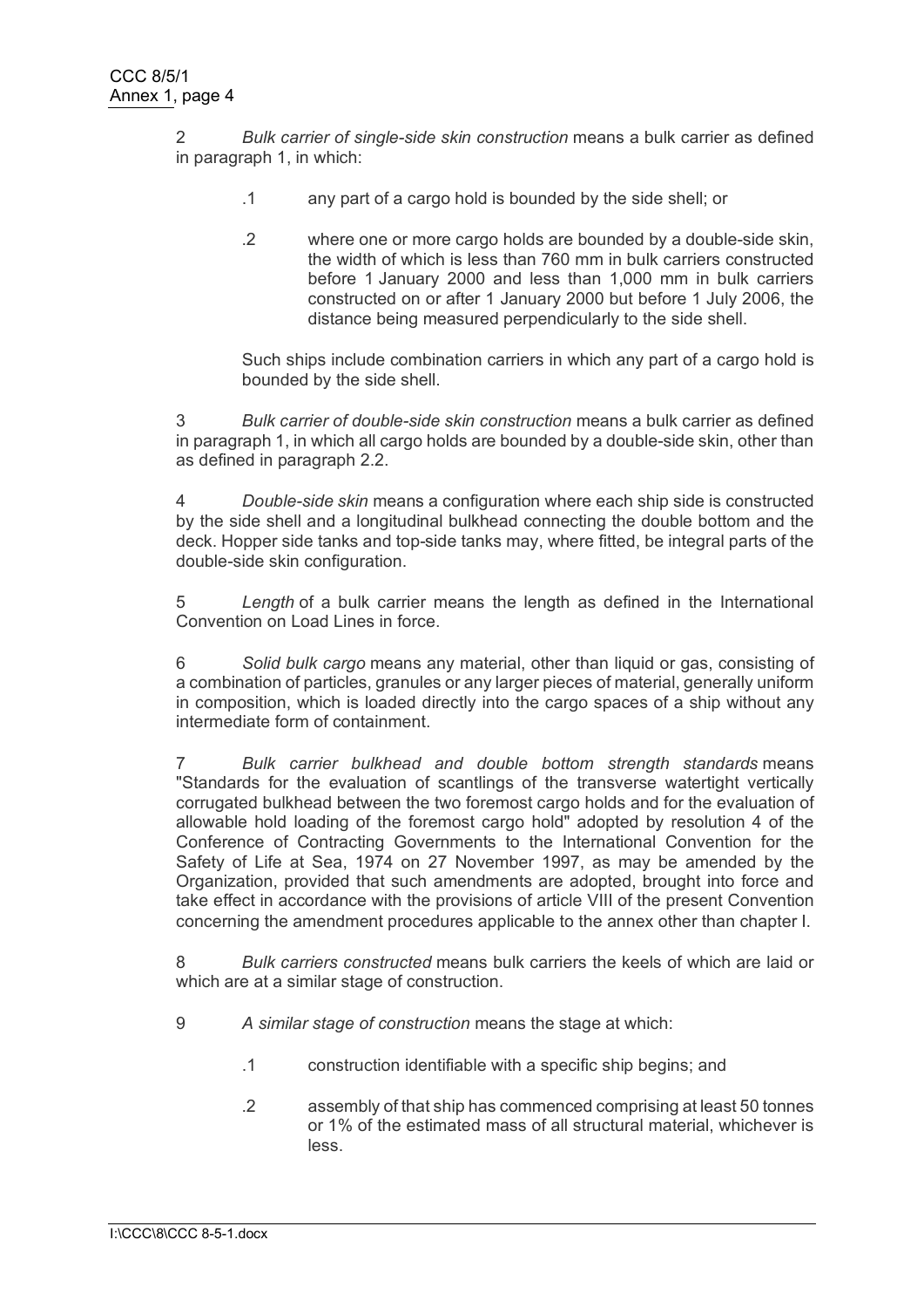2 *Bulk carrier of single-side skin construction* means a bulk carrier as defined in paragraph 1, in which:

.1 any part of a cargo hold is bounded by the side shell; or

.2 where one or more cargo holds are bounded by a double-side skin, the width of which is less than 760 mm in bulk carriers constructed before 1 January 2000 and less than 1,000 mm in bulk carriers constructed on or after 1 January 2000 but before 1 July 2006, the distance being measured perpendicularly to the side shell.

Such ships include combination carriers in which any part of a cargo hold is bounded by the side shell.

3 *Bulk carrier of double-side skin construction* means a bulk carrier as defined in paragraph 1, in which all cargo holds are bounded by a double-side skin, other than as defined in paragraph 2.2.

4 *Double-side skin* means a configuration where each ship side is constructed by the side shell and a longitudinal bulkhead connecting the double bottom and the deck. Hopper side tanks and top-side tanks may, where fitted, be integral parts of the double-side skin configuration.

5 *Length* of a bulk carrier means the length as defined in the International Convention on Load Lines in force.

6 *Solid bulk cargo* means any material, other than liquid or gas, consisting of a combination of particles, granules or any larger pieces of material, generally uniform in composition, which is loaded directly into the cargo spaces of a ship without any intermediate form of containment.

7 *Bulk carrier bulkhead and double bottom strength standards* means "Standards for the evaluation of scantlings of the transverse watertight vertically corrugated bulkhead between the two foremost cargo holds and for the evaluation of allowable hold loading of the foremost cargo hold" adopted by resolution 4 of the Conference of Contracting Governments to the International Convention for the Safety of Life at Sea, 1974 on 27 November 1997, as may be amended by the Organization, provided that such amendments are adopted, brought into force and take effect in accordance with the provisions of article VIII of the present Convention concerning the amendment procedures applicable to the annex other than chapter I.

8 *Bulk carriers constructed* means bulk carriers the keels of which are laid or which are at a similar stage of construction.

9 *A similar stage of construction* means the stage at which:

.1 construction identifiable with a specific ship begins; and

.2 assembly of that ship has commenced comprising at least 50 tonnes or 1% of the estimated mass of all structural material, whichever is less.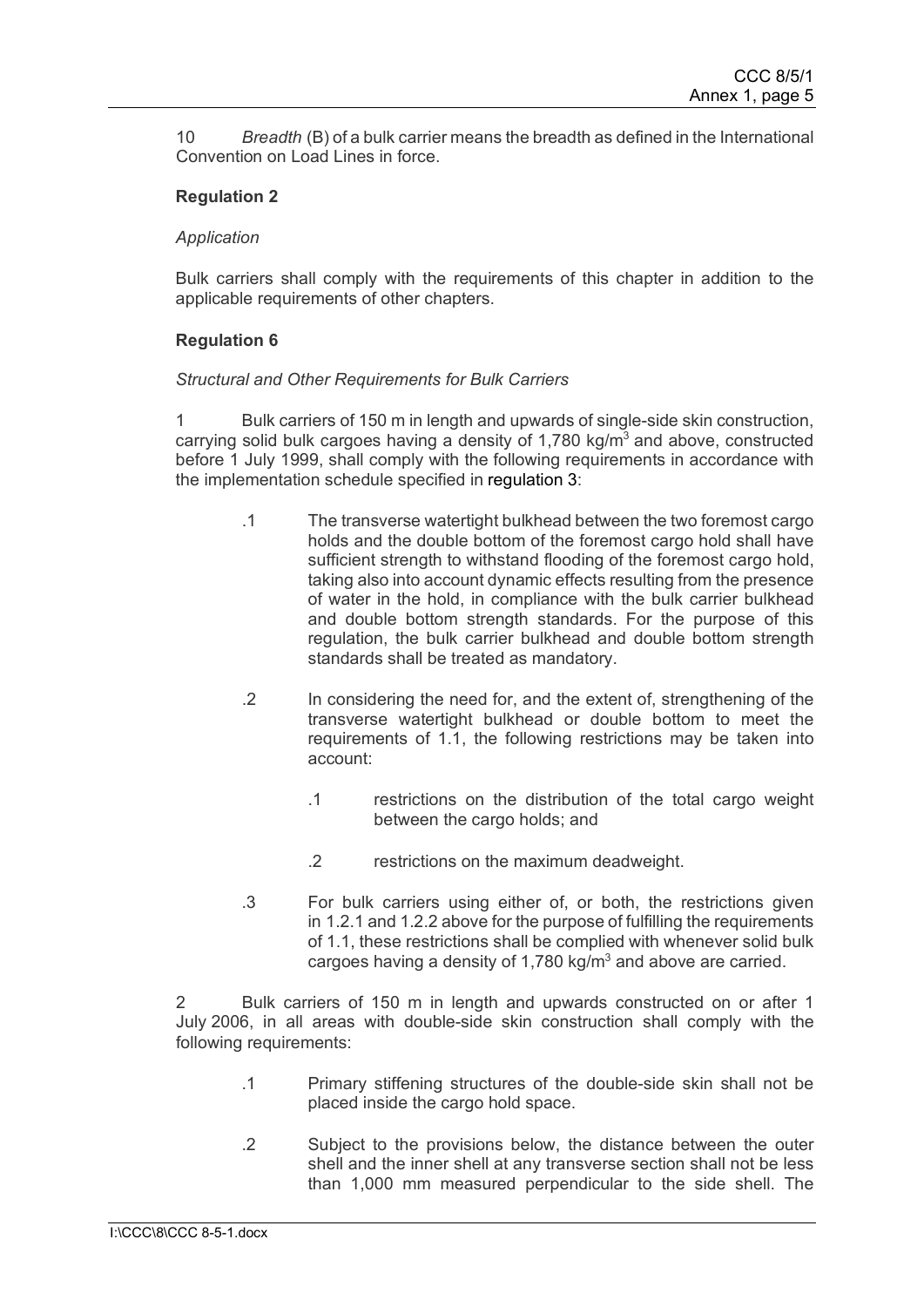10 *Breadth* (B) of a bulk carrier means the breadth as defined in the International Convention on Load Lines in force.

**Regulation 2**

*Application*

Bulk carriers shall comply with the requirements of this chapter in addition to the applicable requirements of other chapters.

**Regulation 6**

*Structural and Other Requirements for Bulk Carriers*

1 Bulk carriers of 150 m in length and upwards of single-side skin construction, carrying solid bulk cargoes having a density of 1,780 kg/m$^3$ and above, constructed before 1 July 1999, shall comply with the following requirements in accordance with the implementation schedule specified in regulation 3:

> .1 The transverse watertight bulkhead between the two foremost cargo holds and the double bottom of the foremost cargo hold shall have sufficient strength to withstand flooding of the foremost cargo hold, taking also into account dynamic effects resulting from the presence of water in the hold, in compliance with the bulk carrier bulkhead and double bottom strength standards. For the purpose of this regulation, the bulk carrier bulkhead and double bottom strength standards shall be treated as mandatory.
>
> .2 In considering the need for, and the extent of, strengthening of the transverse watertight bulkhead or double bottom to meet the requirements of 1.1, the following restrictions may be taken into account:
>
> > .1 restrictions on the distribution of the total cargo weight between the cargo holds; and
> >
> > .2 restrictions on the maximum deadweight.
>
> .3 For bulk carriers using either of, or both, the restrictions given in 1.2.1 and 1.2.2 above for the purpose of fulfilling the requirements of 1.1, these restrictions shall be complied with whenever solid bulk cargoes having a density of 1,780 kg/m$^3$ and above are carried.

2 Bulk carriers of 150 m in length and upwards constructed on or after 1 July 2006, in all areas with double-side skin construction shall comply with the following requirements:

> .1 Primary stiffening structures of the double-side skin shall not be placed inside the cargo hold space.
>
> .2 Subject to the provisions below, the distance between the outer shell and the inner shell at any transverse section shall not be less than 1,000 mm measured perpendicular to the side shell. The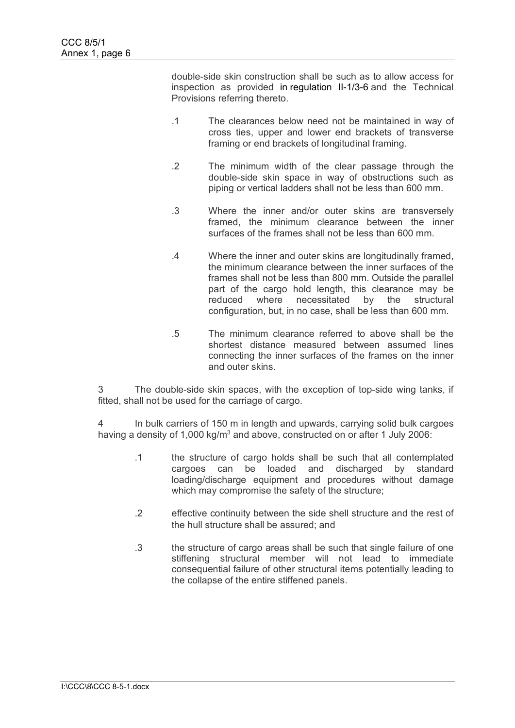double-side skin construction shall be such as to allow access for inspection as provided in regulation II-1/3-6 and the Technical Provisions referring thereto.

.1 The clearances below need not be maintained in way of cross ties, upper and lower end brackets of transverse framing or end brackets of longitudinal framing.

.2 The minimum width of the clear passage through the double-side skin space in way of obstructions such as piping or vertical ladders shall not be less than 600 mm.

.3 Where the inner and/or outer skins are transversely framed, the minimum clearance between the inner surfaces of the frames shall not be less than 600 mm.

.4 Where the inner and outer skins are longitudinally framed, the minimum clearance between the inner surfaces of the frames shall not be less than 800 mm. Outside the parallel part of the cargo hold length, this clearance may be reduced where necessitated by the structural configuration, but, in no case, shall be less than 600 mm.

.5 The minimum clearance referred to above shall be the shortest distance measured between assumed lines connecting the inner surfaces of the frames on the inner and outer skins.

3 The double-side skin spaces, with the exception of top-side wing tanks, if fitted, shall not be used for the carriage of cargo.

4 In bulk carriers of 150 m in length and upwards, carrying solid bulk cargoes having a density of 1,000 kg/m$^3$ and above, constructed on or after 1 July 2006:

.1 the structure of cargo holds shall be such that all contemplated cargoes can be loaded and discharged by standard loading/discharge equipment and procedures without damage which may compromise the safety of the structure;

.2 effective continuity between the side shell structure and the rest of the hull structure shall be assured; and

.3 the structure of cargo areas shall be such that single failure of one stiffening structural member will not lead to immediate consequential failure of other structural items potentially leading to the collapse of the entire stiffened panels.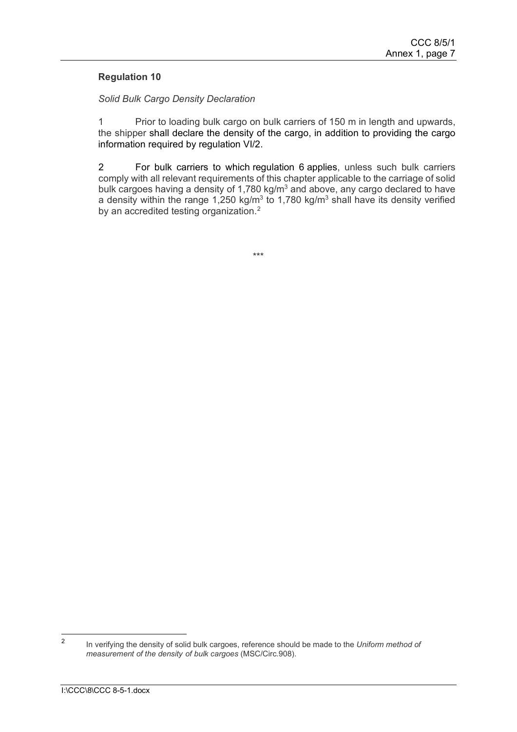**Regulation 10**

*Solid Bulk Cargo Density Declaration*

1 Prior to loading bulk cargo on bulk carriers of 150 m in length and upwards, the shipper shall declare the density of the cargo, in addition to providing the cargo information required by regulation VI/2.

2 For bulk carriers to which regulation 6 applies, unless such bulk carriers comply with all relevant requirements of this chapter applicable to the carriage of solid bulk cargoes having a density of 1,780 $kg/m^3$ and above, any cargo declared to have a density within the range 1,250 $kg/m^3$ to 1,780 $kg/m^3$ shall have its density verified by an accredited testing organization.[2]

\*\*\*

---

[2] In verifying the density of solid bulk cargoes, reference should be made to the *Uniform method of measurement of the density of bulk cargoes* (MSC/Circ.908).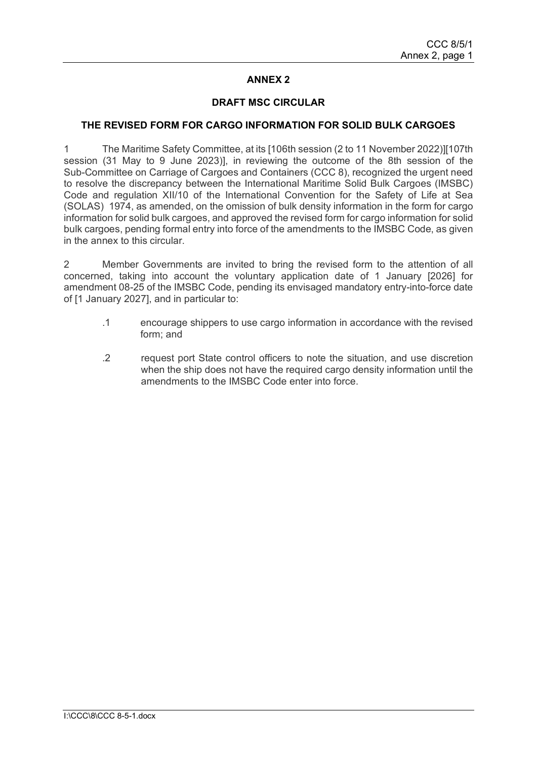## ANNEX 2

### DRAFT MSC CIRCULAR

### THE REVISED FORM FOR CARGO INFORMATION FOR SOLID BULK CARGOES

1 The Maritime Safety Committee, at its [106th session (2 to 11 November 2022)][107th session (31 May to 9 June 2023)], in reviewing the outcome of the 8th session of the Sub-Committee on Carriage of Cargoes and Containers (CCC 8), recognized the urgent need to resolve the discrepancy between the International Maritime Solid Bulk Cargoes (IMSBC) Code and regulation XII/10 of the International Convention for the Safety of Life at Sea (SOLAS) 1974, as amended, on the omission of bulk density information in the form for cargo information for solid bulk cargoes, and approved the revised form for cargo information for solid bulk cargoes, pending formal entry into force of the amendments to the IMSBC Code, as given in the annex to this circular.

2 Member Governments are invited to bring the revised form to the attention of all concerned, taking into account the voluntary application date of 1 January [2026] for amendment 08-25 of the IMSBC Code, pending its envisaged mandatory entry-into-force date of [1 January 2027], and in particular to:

> .1 encourage shippers to use cargo information in accordance with the revised form; and
>
> .2 request port State control officers to note the situation, and use discretion when the ship does not have the required cargo density information until the amendments to the IMSBC Code enter into force.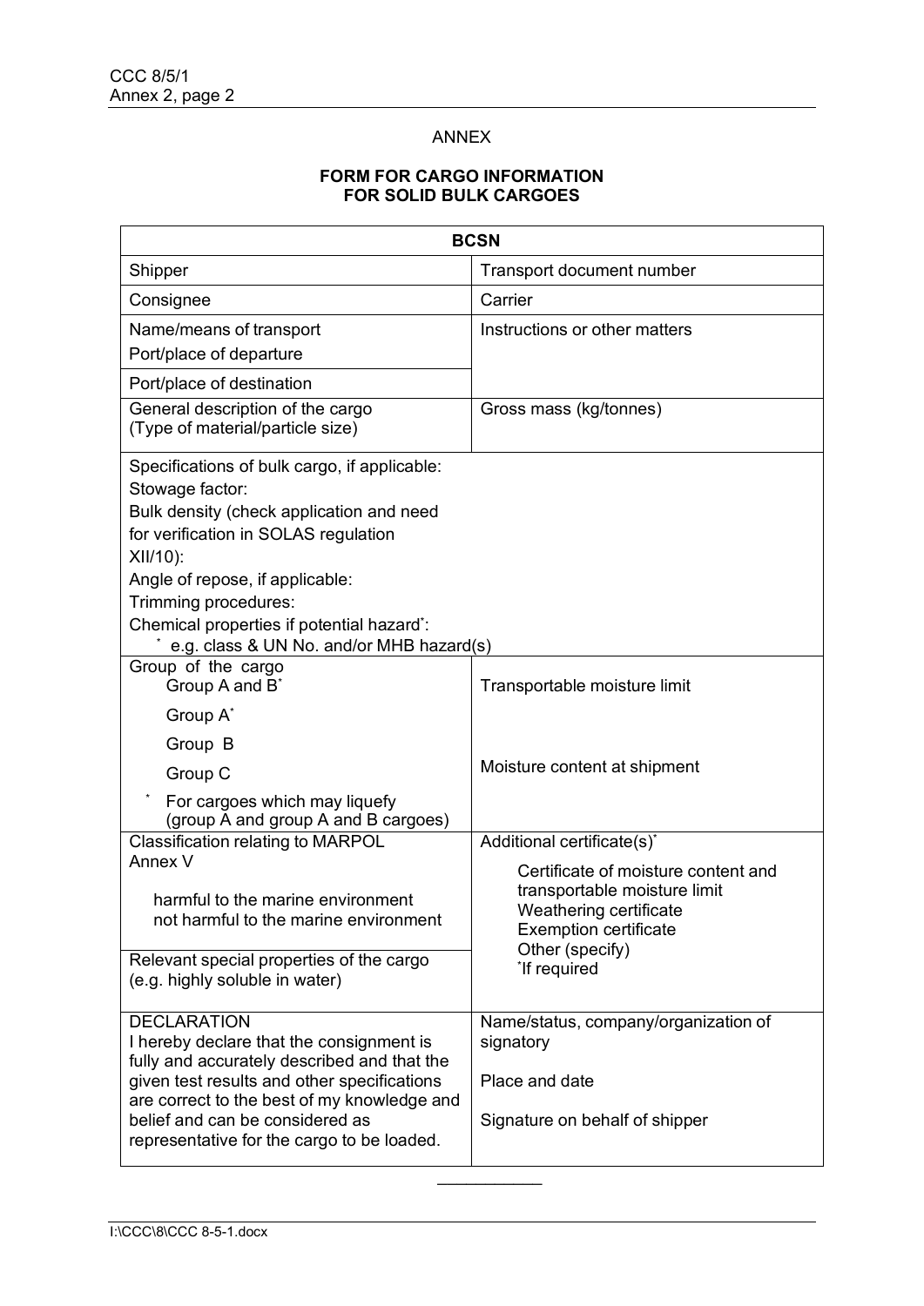ANNEX

**FORM FOR CARGO INFORMATION**
**FOR SOLID BULK CARGOES**

| BCSN | |
|---|---|
| Shipper | Transport document number |
| Consignee | Carrier |
| Name/means of transport<br>Port/place of departure | Instructions or other matters |
| Port/place of destination | |
| General description of the cargo<br>(Type of material/particle size) | Gross mass (kg/tonnes) |
| Specifications of bulk cargo, if applicable:<br>Stowage factor:<br>Bulk density (check application and need for verification in SOLAS regulation XII/10):<br>Angle of repose, if applicable:<br>Trimming procedures:<br>Chemical properties if potential hazard*:<br>* e.g. class & UN No. and/or MHB hazard(s) | |
| Group of the cargo<br>Group A and B*<br>Group A*<br>Group B<br>Group C<br>* For cargoes which may liquefy (group A and group A and B cargoes) | Transportable moisture limit<br><br>Moisture content at shipment |
| Classification relating to MARPOL Annex V<br>harmful to the marine environment<br>not harmful to the marine environment | Additional certificate(s)*<br>Certificate of moisture content and transportable moisture limit<br>Weathering certificate<br>Exemption certificate<br>Other (specify)<br>*If required |
| Relevant special properties of the cargo<br>(e.g. highly soluble in water) | |
| DECLARATION<br>I hereby declare that the consignment is fully and accurately described and that the given test results and other specifications are correct to the best of my knowledge and belief and can be considered as representative for the cargo to be loaded. | Name/status, company/organization of signatory<br><br>Place and date<br><br>Signature on behalf of shipper |

___________